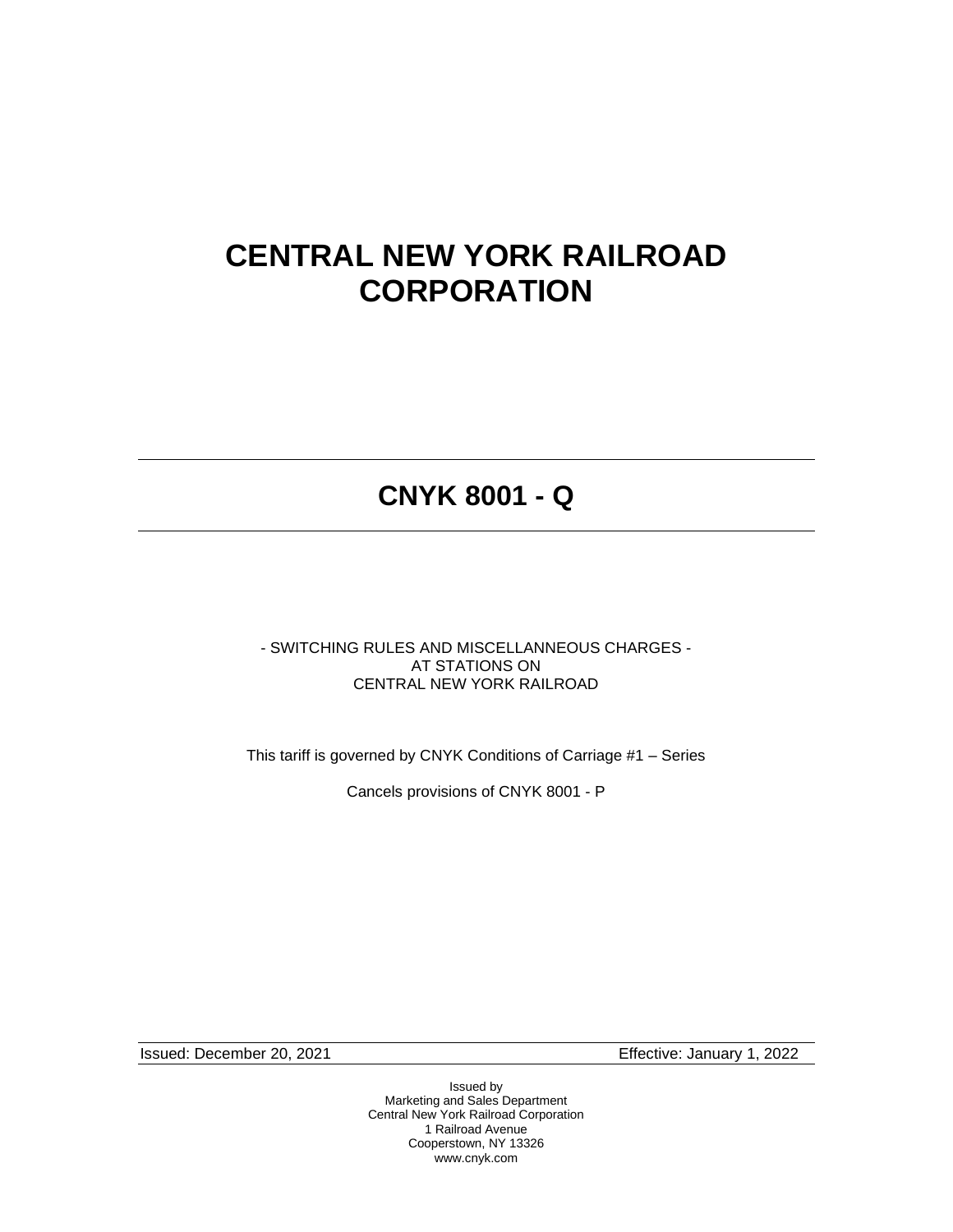# CENTRAL NEW YORK RAILROAD CORPORATION

---

## CNYK 8001 - Q

---

- SWITCHING RULES AND MISCELLANEOUS CHARGES -
AT STATIONS ON
CENTRAL NEW YORK RAILROAD

This tariff is governed by CNYK Conditions of Carriage #1 – Series

Cancels provisions of CNYK 8001 - P

| Issued: December 20, 2021 | Effective: January 1, 2022 |
| --- | --- |

Issued by
Marketing and Sales Department
Central New York Railroad Corporation
1 Railroad Avenue
Cooperstown, NY 13326
www.cnyk.com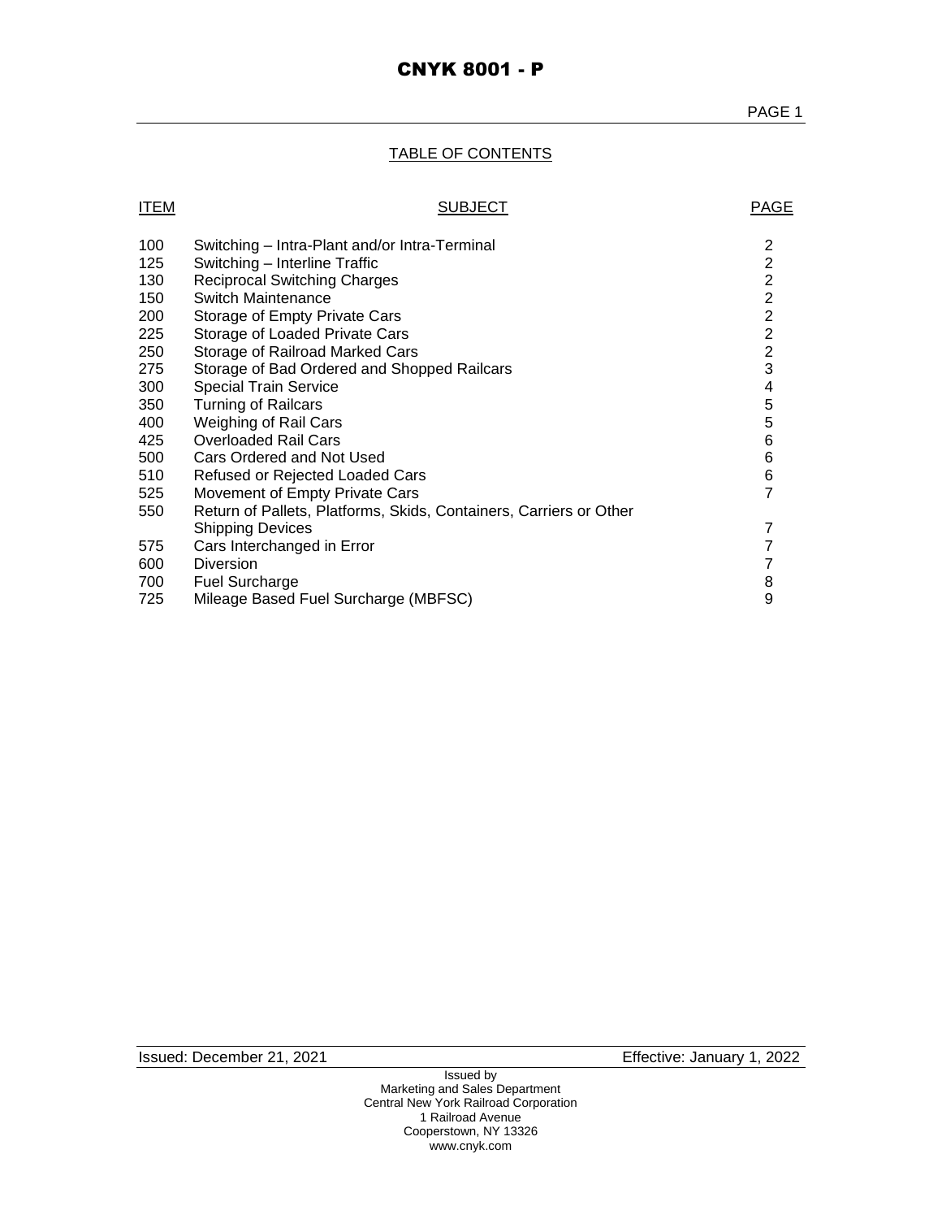# CNYK 8001 - P

## TABLE OF CONTENTS

| ITEM | SUBJECT | PAGE |
|---|---|---|
| 100 | Switching – Intra-Plant and/or Intra-Terminal | 2 |
| 125 | Switching – Interline Traffic | 2 |
| 130 | Reciprocal Switching Charges | 2 |
| 150 | Switch Maintenance | 2 |
| 200 | Storage of Empty Private Cars | 2 |
| 225 | Storage of Loaded Private Cars | 2 |
| 250 | Storage of Railroad Marked Cars | 2 |
| 275 | Storage of Bad Ordered and Shopped Railcars | 3 |
| 300 | Special Train Service | 4 |
| 350 | Turning of Railcars | 5 |
| 400 | Weighing of Rail Cars | 5 |
| 425 | Overloaded Rail Cars | 6 |
| 500 | Cars Ordered and Not Used | 6 |
| 510 | Refused or Rejected Loaded Cars | 6 |
| 525 | Movement of Empty Private Cars | 7 |
| 550 | Return of Pallets, Platforms, Skids, Containers, Carriers or Other Shipping Devices | 7 |
| 575 | Cars Interchanged in Error | 7 |
| 600 | Diversion | 7 |
| 700 | Fuel Surcharge | 8 |
| 725 | Mileage Based Fuel Surcharge (MBFSC) | 9 |

Issued: December 21, 2021 — Effective: January 1, 2022

Issued by
Marketing and Sales Department
Central New York Railroad Corporation
1 Railroad Avenue
Cooperstown, NY 13326
www.cnyk.com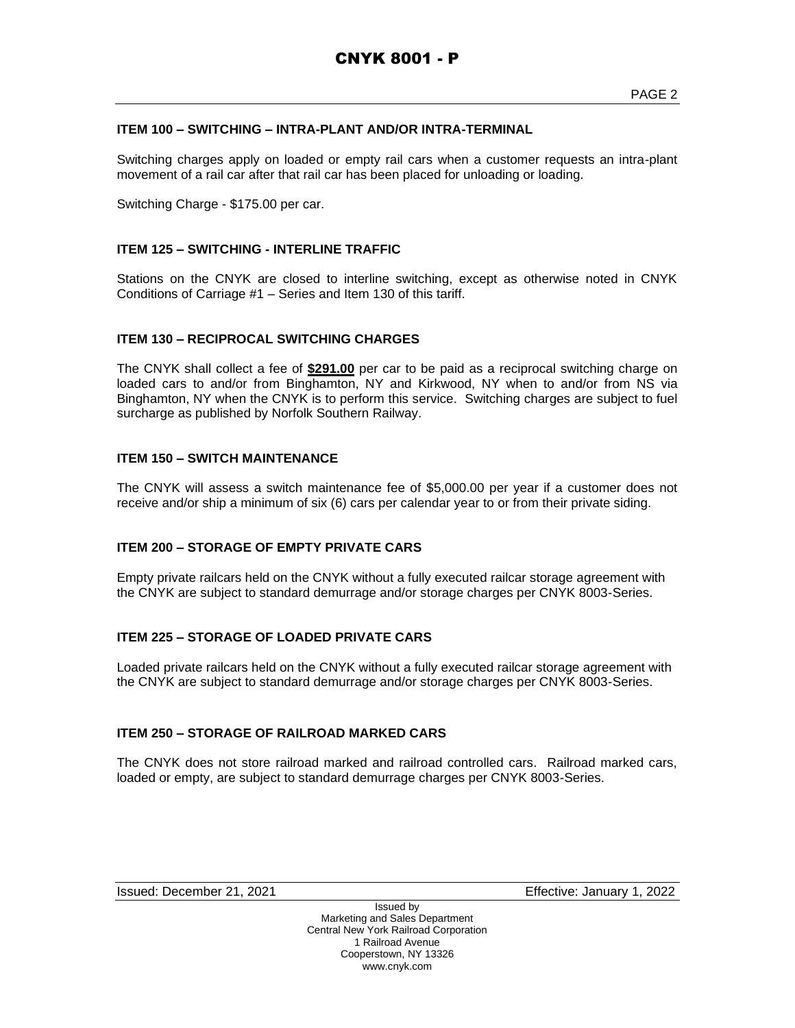### ITEM 100 – SWITCHING – INTRA-PLANT AND/OR INTRA-TERMINAL

Switching charges apply on loaded or empty rail cars when a customer requests an intra-plant movement of a rail car after that rail car has been placed for unloading or loading.

Switching Charge - $175.00 per car.

### ITEM 125 – SWITCHING - INTERLINE TRAFFIC

Stations on the CNYK are closed to interline switching, except as otherwise noted in CNYK Conditions of Carriage #1 – Series and Item 130 of this tariff.

### ITEM 130 – RECIPROCAL SWITCHING CHARGES

The CNYK shall collect a fee of **$291.00** per car to be paid as a reciprocal switching charge on loaded cars to and/or from Binghamton, NY and Kirkwood, NY when to and/or from NS via Binghamton, NY when the CNYK is to perform this service. Switching charges are subject to fuel surcharge as published by Norfolk Southern Railway.

### ITEM 150 – SWITCH MAINTENANCE

The CNYK will assess a switch maintenance fee of $5,000.00 per year if a customer does not receive and/or ship a minimum of six (6) cars per calendar year to or from their private siding.

### ITEM 200 – STORAGE OF EMPTY PRIVATE CARS

Empty private railcars held on the CNYK without a fully executed railcar storage agreement with the CNYK are subject to standard demurrage and/or storage charges per CNYK 8003-Series.

### ITEM 225 – STORAGE OF LOADED PRIVATE CARS

Loaded private railcars held on the CNYK without a fully executed railcar storage agreement with the CNYK are subject to standard demurrage and/or storage charges per CNYK 8003-Series.

### ITEM 250 – STORAGE OF RAILROAD MARKED CARS

The CNYK does not store railroad marked and railroad controlled cars. Railroad marked cars, loaded or empty, are subject to standard demurrage charges per CNYK 8003-Series.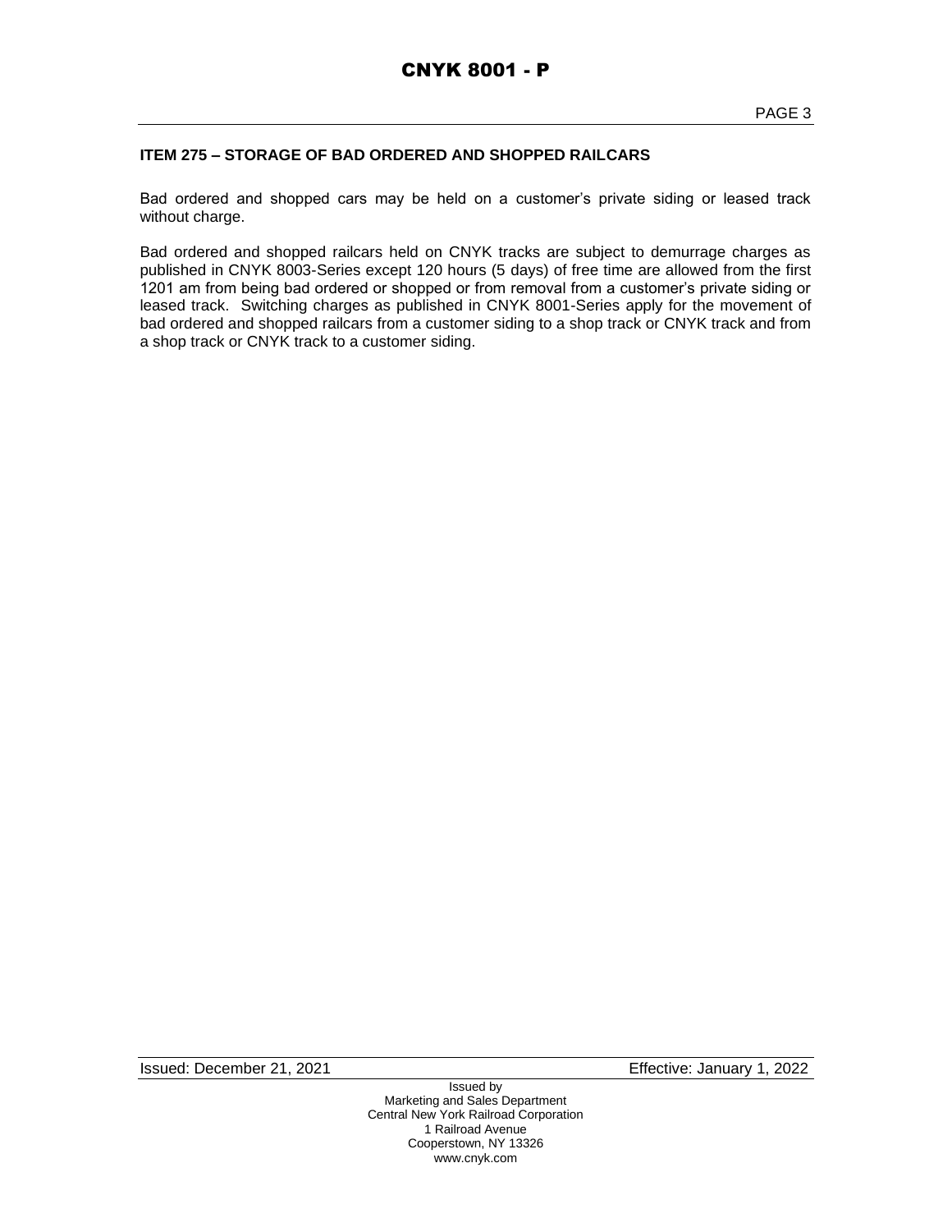### ITEM 275 – STORAGE OF BAD ORDERED AND SHOPPED RAILCARS

Bad ordered and shopped cars may be held on a customer's private siding or leased track without charge.

Bad ordered and shopped railcars held on CNYK tracks are subject to demurrage charges as published in CNYK 8003-Series except 120 hours (5 days) of free time are allowed from the first 1201 am from being bad ordered or shopped or from removal from a customer's private siding or leased track. Switching charges as published in CNYK 8001-Series apply for the movement of bad ordered and shopped railcars from a customer siding to a shop track or CNYK track and from a shop track or CNYK track to a customer siding.

Issued: December 21, 2021 Effective: January 1, 2022

Issued by
Marketing and Sales Department
Central New York Railroad Corporation
1 Railroad Avenue
Cooperstown, NY 13326
www.cnyk.com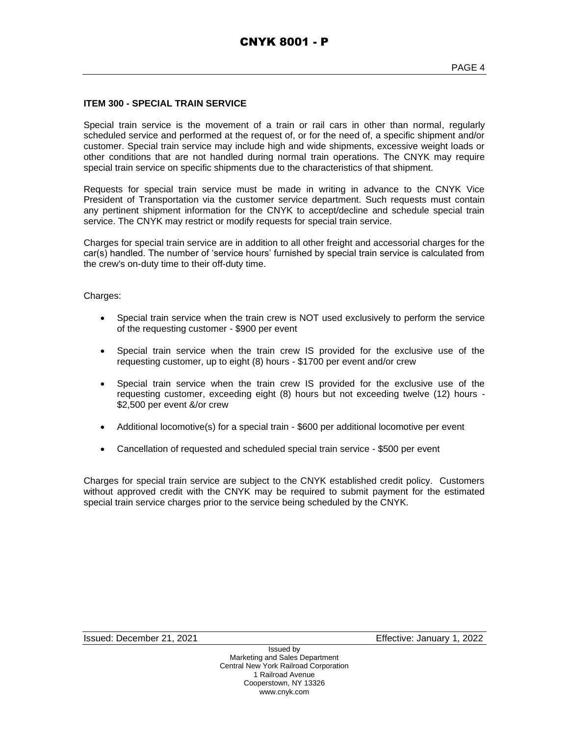## ITEM 300 - SPECIAL TRAIN SERVICE

Special train service is the movement of a train or rail cars in other than normal, regularly scheduled service and performed at the request of, or for the need of, a specific shipment and/or customer. Special train service may include high and wide shipments, excessive weight loads or other conditions that are not handled during normal train operations. The CNYK may require special train service on specific shipments due to the characteristics of that shipment.

Requests for special train service must be made in writing in advance to the CNYK Vice President of Transportation via the customer service department. Such requests must contain any pertinent shipment information for the CNYK to accept/decline and schedule special train service. The CNYK may restrict or modify requests for special train service.

Charges for special train service are in addition to all other freight and accessorial charges for the car(s) handled. The number of 'service hours' furnished by special train service is calculated from the crew's on-duty time to their off-duty time.

Charges:

- Special train service when the train crew is NOT used exclusively to perform the service of the requesting customer - $900 per event
- Special train service when the train crew IS provided for the exclusive use of the requesting customer, up to eight (8) hours - $1700 per event and/or crew
- Special train service when the train crew IS provided for the exclusive use of the requesting customer, exceeding eight (8) hours but not exceeding twelve (12) hours - $2,500 per event &/or crew
- Additional locomotive(s) for a special train - $600 per additional locomotive per event
- Cancellation of requested and scheduled special train service - $500 per event

Charges for special train service are subject to the CNYK established credit policy. Customers without approved credit with the CNYK may be required to submit payment for the estimated special train service charges prior to the service being scheduled by the CNYK.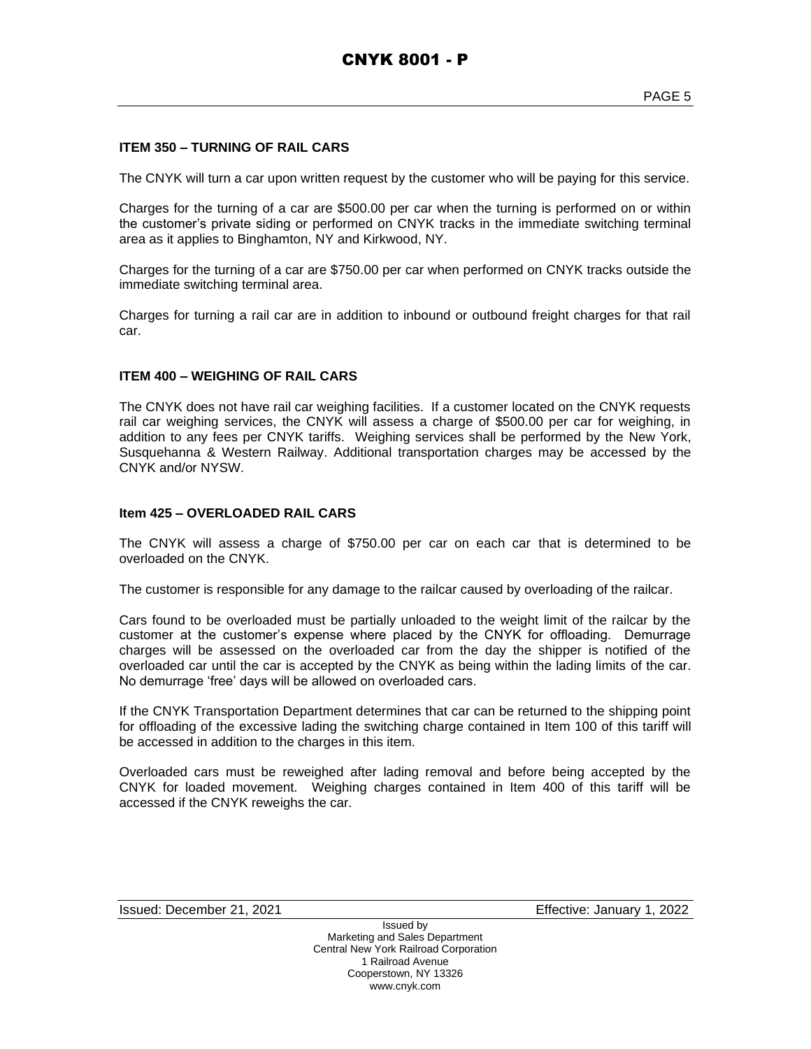### ITEM 350 – TURNING OF RAIL CARS

The CNYK will turn a car upon written request by the customer who will be paying for this service.

Charges for the turning of a car are $500.00 per car when the turning is performed on or within the customer's private siding or performed on CNYK tracks in the immediate switching terminal area as it applies to Binghamton, NY and Kirkwood, NY.

Charges for the turning of a car are $750.00 per car when performed on CNYK tracks outside the immediate switching terminal area.

Charges for turning a rail car are in addition to inbound or outbound freight charges for that rail car.

### ITEM 400 – WEIGHING OF RAIL CARS

The CNYK does not have rail car weighing facilities. If a customer located on the CNYK requests rail car weighing services, the CNYK will assess a charge of $500.00 per car for weighing, in addition to any fees per CNYK tariffs. Weighing services shall be performed by the New York, Susquehanna & Western Railway. Additional transportation charges may be accessed by the CNYK and/or NYSW.

### Item 425 – OVERLOADED RAIL CARS

The CNYK will assess a charge of $750.00 per car on each car that is determined to be overloaded on the CNYK.

The customer is responsible for any damage to the railcar caused by overloading of the railcar.

Cars found to be overloaded must be partially unloaded to the weight limit of the railcar by the customer at the customer's expense where placed by the CNYK for offloading. Demurrage charges will be assessed on the overloaded car from the day the shipper is notified of the overloaded car until the car is accepted by the CNYK as being within the lading limits of the car. No demurrage 'free' days will be allowed on overloaded cars.

If the CNYK Transportation Department determines that car can be returned to the shipping point for offloading of the excessive lading the switching charge contained in Item 100 of this tariff will be accessed in addition to the charges in this item.

Overloaded cars must be reweighed after lading removal and before being accepted by the CNYK for loaded movement. Weighing charges contained in Item 400 of this tariff will be accessed if the CNYK reweighs the car.

Issued: December 21, 2021 Effective: January 1, 2022

Issued by
Marketing and Sales Department
Central New York Railroad Corporation
1 Railroad Avenue
Cooperstown, NY 13326
www.cnyk.com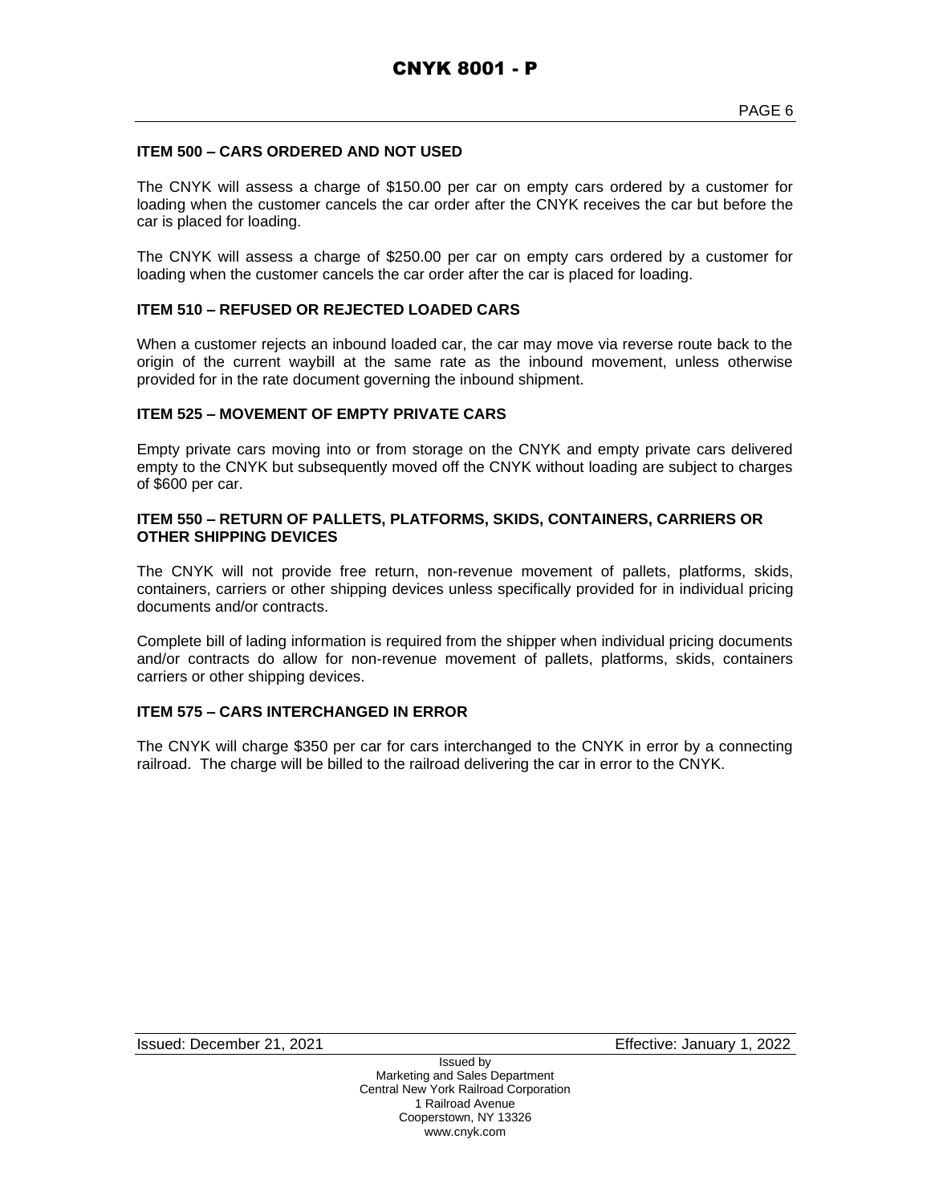#### ITEM 500 – CARS ORDERED AND NOT USED

The CNYK will assess a charge of $150.00 per car on empty cars ordered by a customer for loading when the customer cancels the car order after the CNYK receives the car but before the car is placed for loading.

The CNYK will assess a charge of $250.00 per car on empty cars ordered by a customer for loading when the customer cancels the car order after the car is placed for loading.

#### ITEM 510 – REFUSED OR REJECTED LOADED CARS

When a customer rejects an inbound loaded car, the car may move via reverse route back to the origin of the current waybill at the same rate as the inbound movement, unless otherwise provided for in the rate document governing the inbound shipment.

#### ITEM 525 – MOVEMENT OF EMPTY PRIVATE CARS

Empty private cars moving into or from storage on the CNYK and empty private cars delivered empty to the CNYK but subsequently moved off the CNYK without loading are subject to charges of $600 per car.

#### ITEM 550 – RETURN OF PALLETS, PLATFORMS, SKIDS, CONTAINERS, CARRIERS OR OTHER SHIPPING DEVICES

The CNYK will not provide free return, non-revenue movement of pallets, platforms, skids, containers, carriers or other shipping devices unless specifically provided for in individual pricing documents and/or contracts.

Complete bill of lading information is required from the shipper when individual pricing documents and/or contracts do allow for non-revenue movement of pallets, platforms, skids, containers carriers or other shipping devices.

#### ITEM 575 – CARS INTERCHANGED IN ERROR

The CNYK will charge $350 per car for cars interchanged to the CNYK in error by a connecting railroad. The charge will be billed to the railroad delivering the car in error to the CNYK.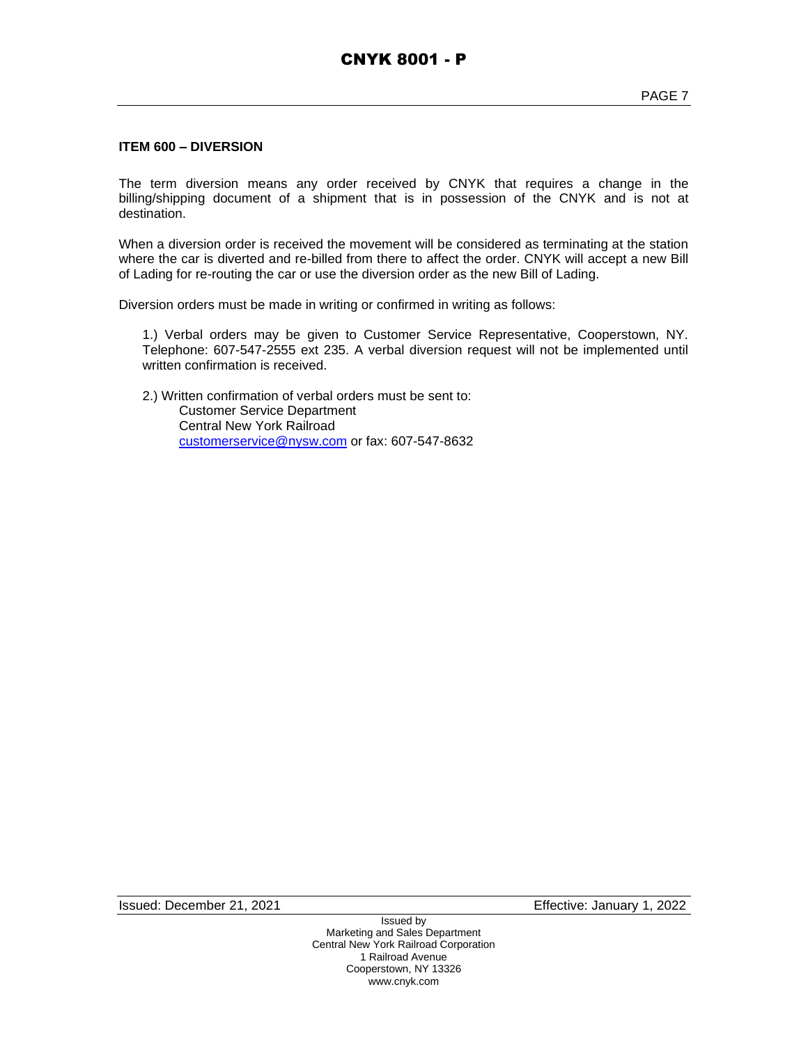## ITEM 600 – DIVERSION

The term diversion means any order received by CNYK that requires a change in the billing/shipping document of a shipment that is in possession of the CNYK and is not at destination.

When a diversion order is received the movement will be considered as terminating at the station where the car is diverted and re-billed from there to affect the order. CNYK will accept a new Bill of Lading for re-routing the car or use the diversion order as the new Bill of Lading.

Diversion orders must be made in writing or confirmed in writing as follows:

1.) Verbal orders may be given to Customer Service Representative, Cooperstown, NY. Telephone: 607-547-2555 ext 235. A verbal diversion request will not be implemented until written confirmation is received.

2.) Written confirmation of verbal orders must be sent to:
Customer Service Department
Central New York Railroad
customerservice@nysw.com or fax: 607-547-8632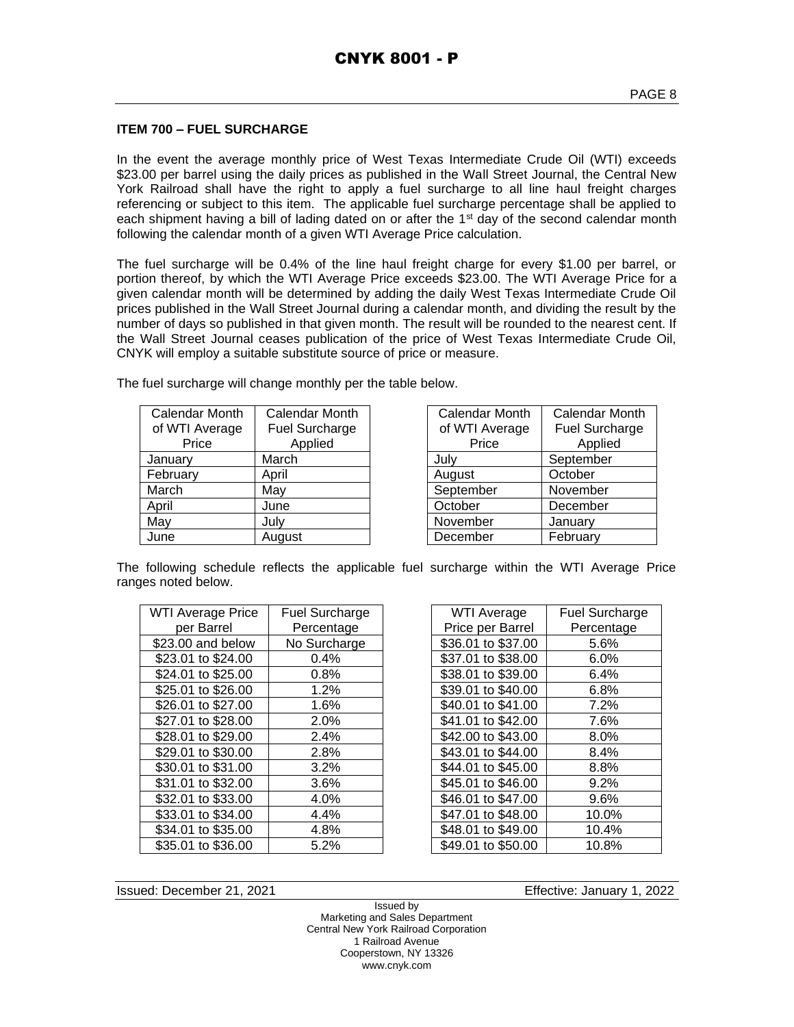## ITEM 700 – FUEL SURCHARGE

In the event the average monthly price of West Texas Intermediate Crude Oil (WTI) exceeds $23.00 per barrel using the daily prices as published in the Wall Street Journal, the Central New York Railroad shall have the right to apply a fuel surcharge to all line haul freight charges referencing or subject to this item. The applicable fuel surcharge percentage shall be applied to each shipment having a bill of lading dated on or after the 1st day of the second calendar month following the calendar month of a given WTI Average Price calculation.

The fuel surcharge will be 0.4% of the line haul freight charge for every $1.00 per barrel, or portion thereof, by which the WTI Average Price exceeds $23.00. The WTI Average Price for a given calendar month will be determined by adding the daily West Texas Intermediate Crude Oil prices published in the Wall Street Journal during a calendar month, and dividing the result by the number of days so published in that given month. The result will be rounded to the nearest cent. If the Wall Street Journal ceases publication of the price of West Texas Intermediate Crude Oil, CNYK will employ a suitable substitute source of price or measure.

The fuel surcharge will change monthly per the table below.

| Calendar Month of WTI Average Price | Calendar Month Fuel Surcharge Applied |
|---|---|
| January | March |
| February | April |
| March | May |
| April | June |
| May | July |
| June | August |
| July | September |
| August | October |
| September | November |
| October | December |
| November | January |
| December | February |

The following schedule reflects the applicable fuel surcharge within the WTI Average Price ranges noted below.

| WTI Average Price per Barrel | Fuel Surcharge Percentage |
|---|---|
| $23.00 and below | No Surcharge |
| $23.01 to $24.00 | 0.4% |
| $24.01 to $25.00 | 0.8% |
| $25.01 to $26.00 | 1.2% |
| $26.01 to $27.00 | 1.6% |
| $27.01 to $28.00 | 2.0% |
| $28.01 to $29.00 | 2.4% |
| $29.01 to $30.00 | 2.8% |
| $30.01 to $31.00 | 3.2% |
| $31.01 to $32.00 | 3.6% |
| $32.01 to $33.00 | 4.0% |
| $33.01 to $34.00 | 4.4% |
| $34.01 to $35.00 | 4.8% |
| $35.01 to $36.00 | 5.2% |
| $36.01 to $37.00 | 5.6% |
| $37.01 to $38.00 | 6.0% |
| $38.01 to $39.00 | 6.4% |
| $39.01 to $40.00 | 6.8% |
| $40.01 to $41.00 | 7.2% |
| $41.01 to $42.00 | 7.6% |
| $42.00 to $43.00 | 8.0% |
| $43.01 to $44.00 | 8.4% |
| $44.01 to $45.00 | 8.8% |
| $45.01 to $46.00 | 9.2% |
| $46.01 to $47.00 | 9.6% |
| $47.01 to $48.00 | 10.0% |
| $48.01 to $49.00 | 10.4% |
| $49.01 to $50.00 | 10.8% |

Issued: December 21, 2021 Effective: January 1, 2022

Issued by
Marketing and Sales Department
Central New York Railroad Corporation
1 Railroad Avenue
Cooperstown, NY 13326
www.cnyk.com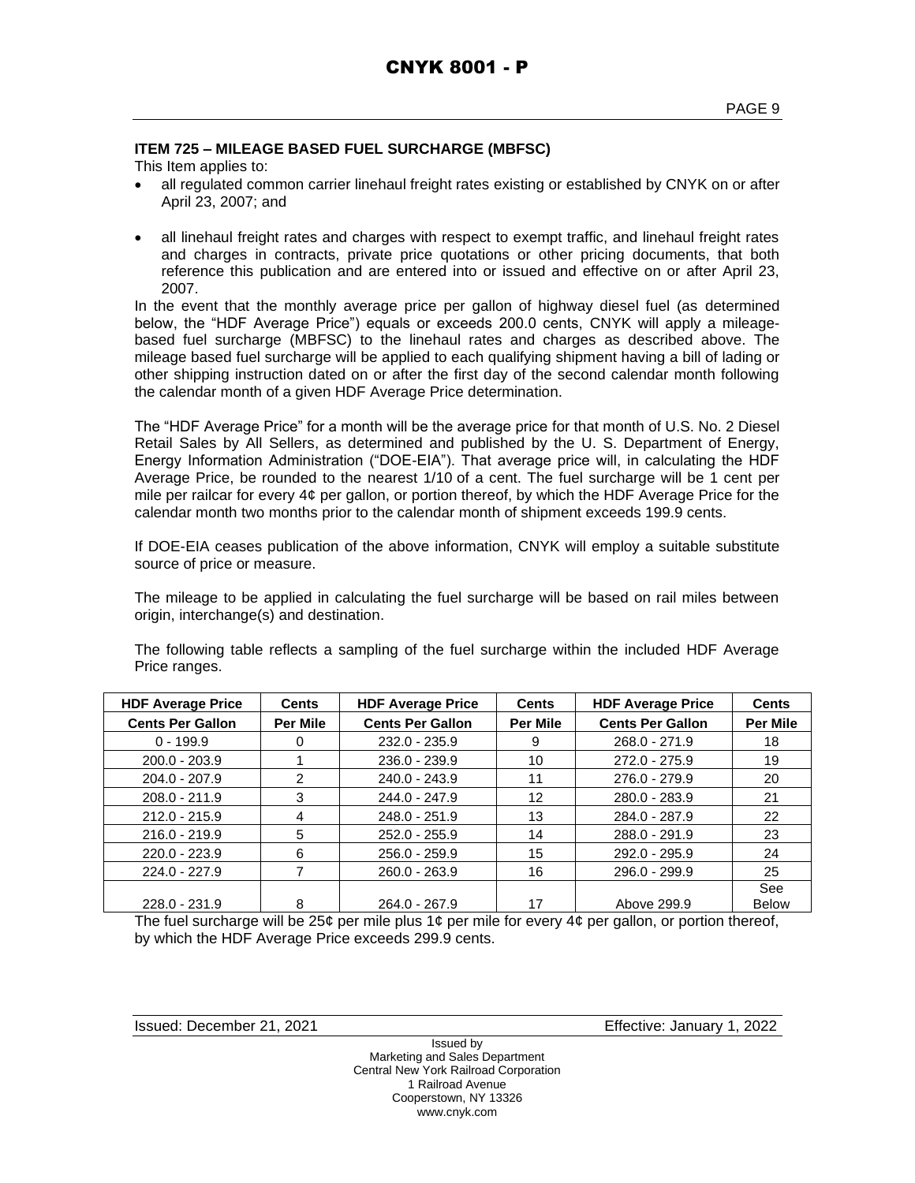### ITEM 725 – MILEAGE BASED FUEL SURCHARGE (MBFSC)

This Item applies to:

- all regulated common carrier linehaul freight rates existing or established by CNYK on or after April 23, 2007; and
- all linehaul freight rates and charges with respect to exempt traffic, and linehaul freight rates and charges in contracts, private price quotations or other pricing documents, that both reference this publication and are entered into or issued and effective on or after April 23, 2007.

In the event that the monthly average price per gallon of highway diesel fuel (as determined below, the "HDF Average Price") equals or exceeds 200.0 cents, CNYK will apply a mileage-based fuel surcharge (MBFSC) to the linehaul rates and charges as described above. The mileage based fuel surcharge will be applied to each qualifying shipment having a bill of lading or other shipping instruction dated on or after the first day of the second calendar month following the calendar month of a given HDF Average Price determination.

The "HDF Average Price" for a month will be the average price for that month of U.S. No. 2 Diesel Retail Sales by All Sellers, as determined and published by the U. S. Department of Energy, Energy Information Administration ("DOE-EIA"). That average price will, in calculating the HDF Average Price, be rounded to the nearest 1/10 of a cent. The fuel surcharge will be 1 cent per mile per railcar for every 4¢ per gallon, or portion thereof, by which the HDF Average Price for the calendar month two months prior to the calendar month of shipment exceeds 199.9 cents.

If DOE-EIA ceases publication of the above information, CNYK will employ a suitable substitute source of price or measure.

The mileage to be applied in calculating the fuel surcharge will be based on rail miles between origin, interchange(s) and destination.

The following table reflects a sampling of the fuel surcharge within the included HDF Average Price ranges.

| HDF Average Price Cents Per Gallon | Cents Per Mile | HDF Average Price Cents Per Gallon | Cents Per Mile | HDF Average Price Cents Per Gallon | Cents Per Mile |
|---|---|---|---|---|---|
| 0 - 199.9 | 0 | 232.0 - 235.9 | 9 | 268.0 - 271.9 | 18 |
| 200.0 - 203.9 | 1 | 236.0 - 239.9 | 10 | 272.0 - 275.9 | 19 |
| 204.0 - 207.9 | 2 | 240.0 - 243.9 | 11 | 276.0 - 279.9 | 20 |
| 208.0 - 211.9 | 3 | 244.0 - 247.9 | 12 | 280.0 - 283.9 | 21 |
| 212.0 - 215.9 | 4 | 248.0 - 251.9 | 13 | 284.0 - 287.9 | 22 |
| 216.0 - 219.9 | 5 | 252.0 - 255.9 | 14 | 288.0 - 291.9 | 23 |
| 220.0 - 223.9 | 6 | 256.0 - 259.9 | 15 | 292.0 - 295.9 | 24 |
| 224.0 - 227.9 | 7 | 260.0 - 263.9 | 16 | 296.0 - 299.9 | 25 |
| 228.0 - 231.9 | 8 | 264.0 - 267.9 | 17 | Above 299.9 | See Below |

The fuel surcharge will be 25¢ per mile plus 1¢ per mile for every 4¢ per gallon, or portion thereof, by which the HDF Average Price exceeds 299.9 cents.

Issued: December 21, 2021 Effective: January 1, 2022

Issued by
Marketing and Sales Department
Central New York Railroad Corporation
1 Railroad Avenue
Cooperstown, NY 13326
www.cnyk.com